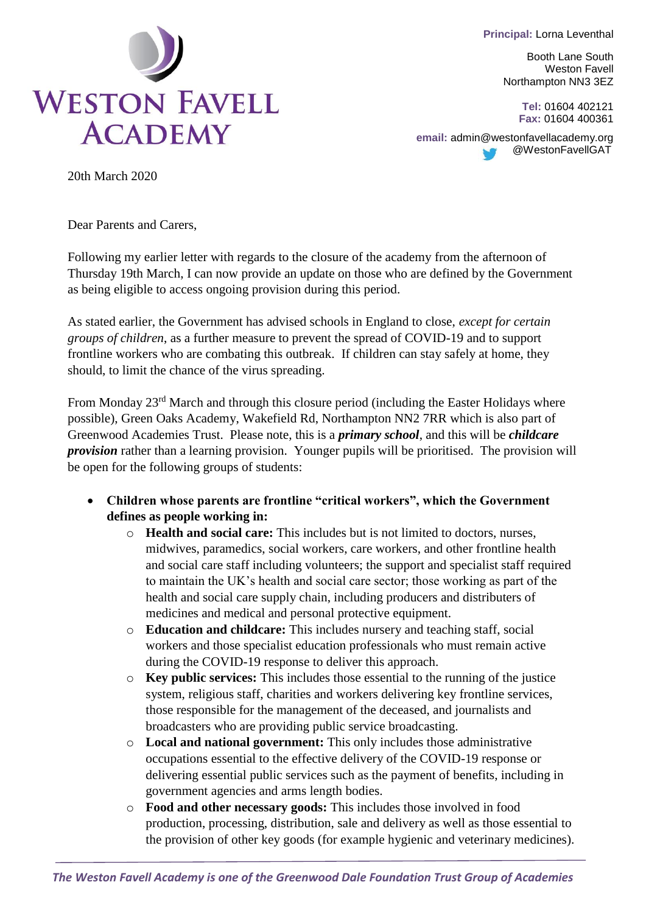# WESTON FAVELL ACADEMY

**Principal:** Lorna Leventhal

Booth Lane South
Weston Favell
Northampton NN3 3EZ

**Tel:** 01604 402121
**Fax:** 01604 400361

**email:** admin@westonfavellacademy.org
@WestonFavellGAT

20th March 2020

Dear Parents and Carers,

Following my earlier letter with regards to the closure of the academy from the afternoon of Thursday 19th March, I can now provide an update on those who are defined by the Government as being eligible to access ongoing provision during this period.

As stated earlier, the Government has advised schools in England to close, *except for certain groups of children*, as a further measure to prevent the spread of COVID-19 and to support frontline workers who are combating this outbreak. If children can stay safely at home, they should, to limit the chance of the virus spreading.

From Monday 23rd March and through this closure period (including the Easter Holidays where possible), Green Oaks Academy, Wakefield Rd, Northampton NN2 7RR which is also part of Greenwood Academies Trust. Please note, this is a ***primary school***, and this will be ***childcare provision*** rather than a learning provision. Younger pupils will be prioritised. The provision will be open for the following groups of students:

- **Children whose parents are frontline "critical workers", which the Government defines as people working in:**
  - **Health and social care:** This includes but is not limited to doctors, nurses, midwives, paramedics, social workers, care workers, and other frontline health and social care staff including volunteers; the support and specialist staff required to maintain the UK's health and social care sector; those working as part of the health and social care supply chain, including producers and distributers of medicines and medical and personal protective equipment.
  - **Education and childcare:** This includes nursery and teaching staff, social workers and those specialist education professionals who must remain active during the COVID-19 response to deliver this approach.
  - **Key public services:** This includes those essential to the running of the justice system, religious staff, charities and workers delivering key frontline services, those responsible for the management of the deceased, and journalists and broadcasters who are providing public service broadcasting.
  - **Local and national government:** This only includes those administrative occupations essential to the effective delivery of the COVID-19 response or delivering essential public services such as the payment of benefits, including in government agencies and arms length bodies.
  - **Food and other necessary goods:** This includes those involved in food production, processing, distribution, sale and delivery as well as those essential to the provision of other key goods (for example hygienic and veterinary medicines).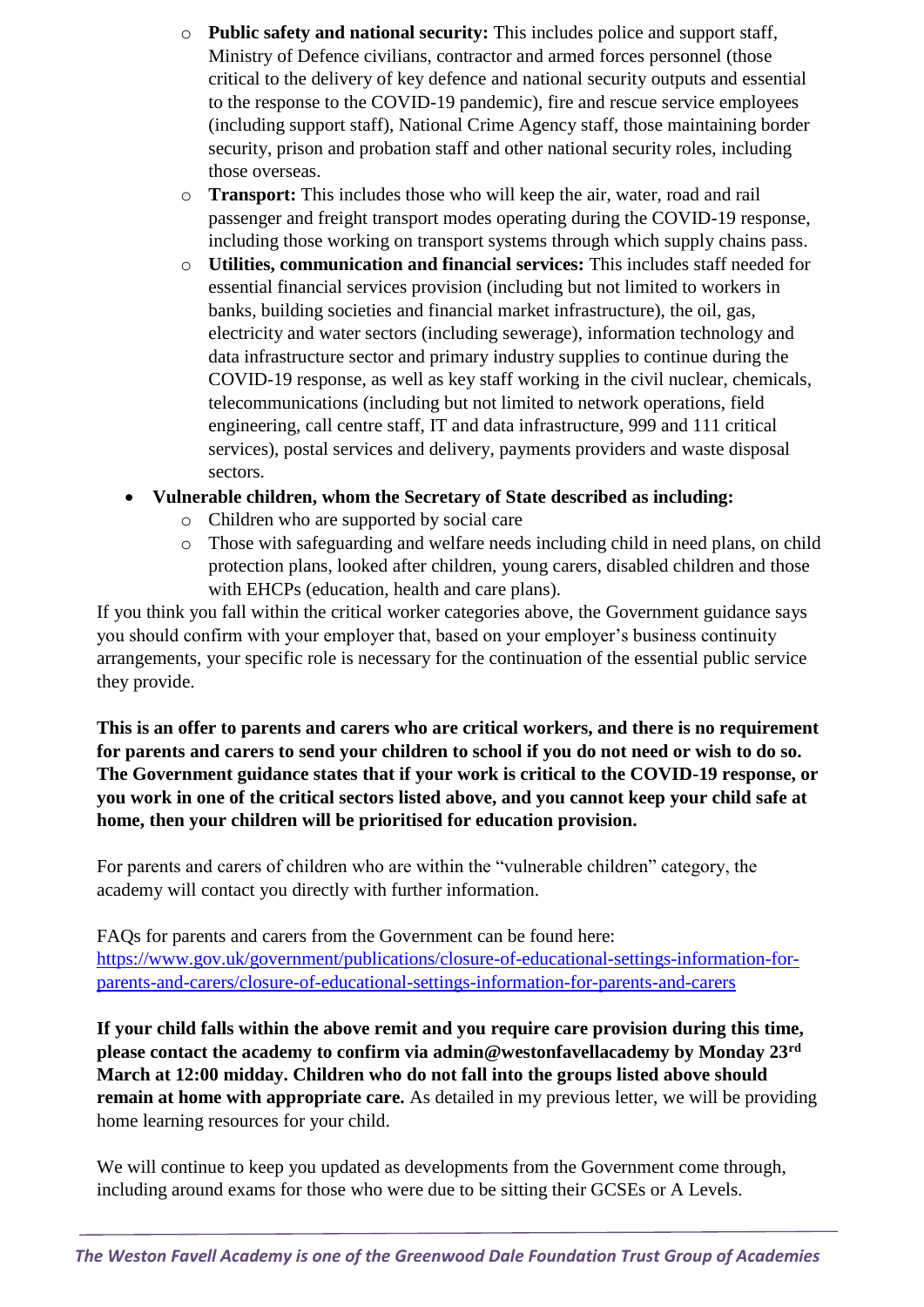- **Public safety and national security:** This includes police and support staff, Ministry of Defence civilians, contractor and armed forces personnel (those critical to the delivery of key defence and national security outputs and essential to the response to the COVID-19 pandemic), fire and rescue service employees (including support staff), National Crime Agency staff, those maintaining border security, prison and probation staff and other national security roles, including those overseas.
  - **Transport:** This includes those who will keep the air, water, road and rail passenger and freight transport modes operating during the COVID-19 response, including those working on transport systems through which supply chains pass.
  - **Utilities, communication and financial services:** This includes staff needed for essential financial services provision (including but not limited to workers in banks, building societies and financial market infrastructure), the oil, gas, electricity and water sectors (including sewerage), information technology and data infrastructure sector and primary industry supplies to continue during the COVID-19 response, as well as key staff working in the civil nuclear, chemicals, telecommunications (including but not limited to network operations, field engineering, call centre staff, IT and data infrastructure, 999 and 111 critical services), postal services and delivery, payments providers and waste disposal sectors.
- **Vulnerable children, whom the Secretary of State described as including:**
  - Children who are supported by social care
  - Those with safeguarding and welfare needs including child in need plans, on child protection plans, looked after children, young carers, disabled children and those with EHCPs (education, health and care plans).

If you think you fall within the critical worker categories above, the Government guidance says you should confirm with your employer that, based on your employer's business continuity arrangements, your specific role is necessary for the continuation of the essential public service they provide.

**This is an offer to parents and carers who are critical workers, and there is no requirement for parents and carers to send your children to school if you do not need or wish to do so. The Government guidance states that if your work is critical to the COVID-19 response, or you work in one of the critical sectors listed above, and you cannot keep your child safe at home, then your children will be prioritised for education provision.**

For parents and carers of children who are within the "vulnerable children" category, the academy will contact you directly with further information.

FAQs for parents and carers from the Government can be found here:
https://www.gov.uk/government/publications/closure-of-educational-settings-information-for-parents-and-carers/closure-of-educational-settings-information-for-parents-and-carers

**If your child falls within the above remit and you require care provision during this time, please contact the academy to confirm via admin@westonfavellacademy by Monday 23rd March at 12:00 midday. Children who do not fall into the groups listed above should remain at home with appropriate care.** As detailed in my previous letter, we will be providing home learning resources for your child.

We will continue to keep you updated as developments from the Government come through, including around exams for those who were due to be sitting their GCSEs or A Levels.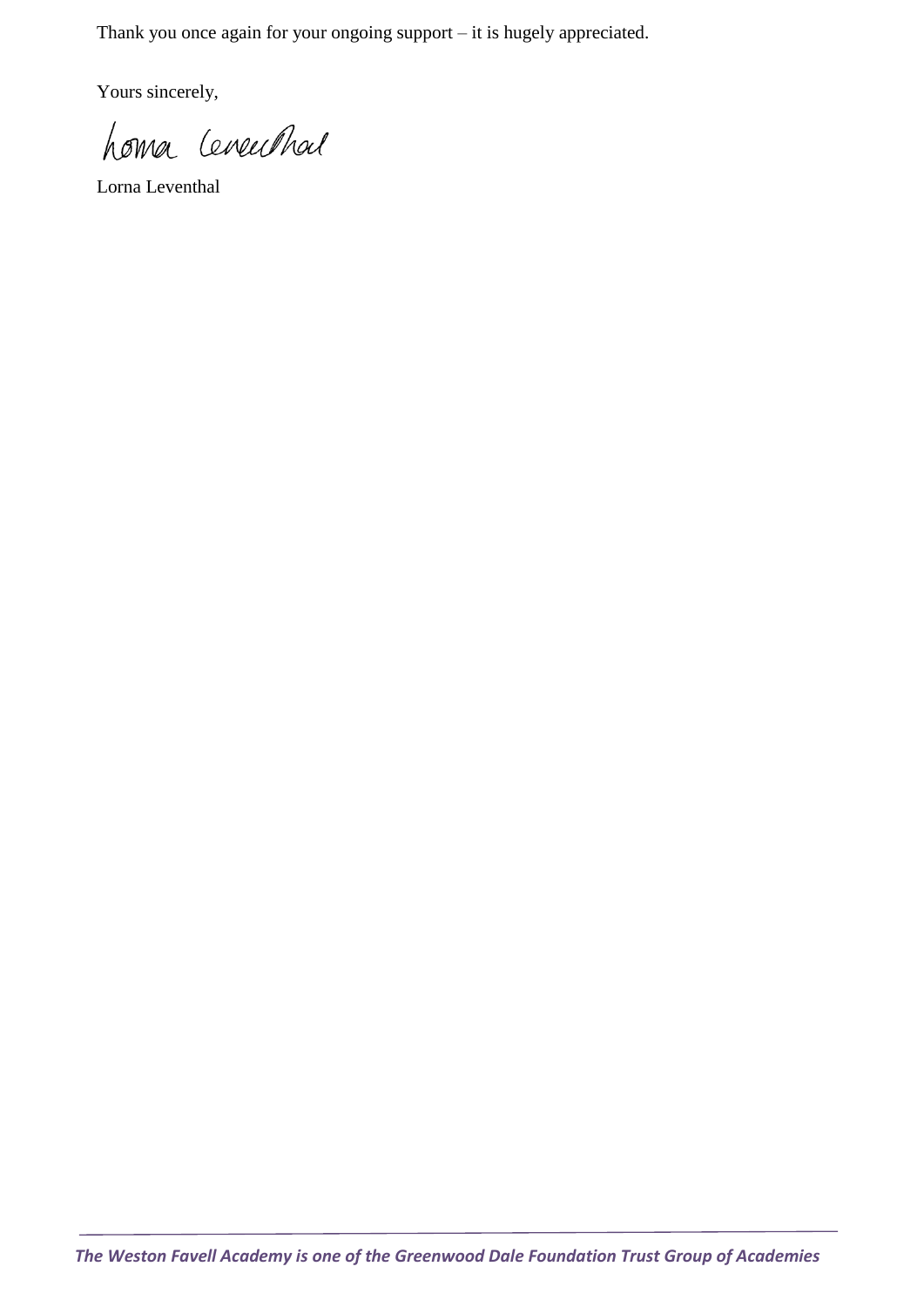Thank you once again for your ongoing support – it is hugely appreciated.

Yours sincerely,

Lorna Leventhal

*The Weston Favell Academy is one of the Greenwood Dale Foundation Trust Group of Academies*